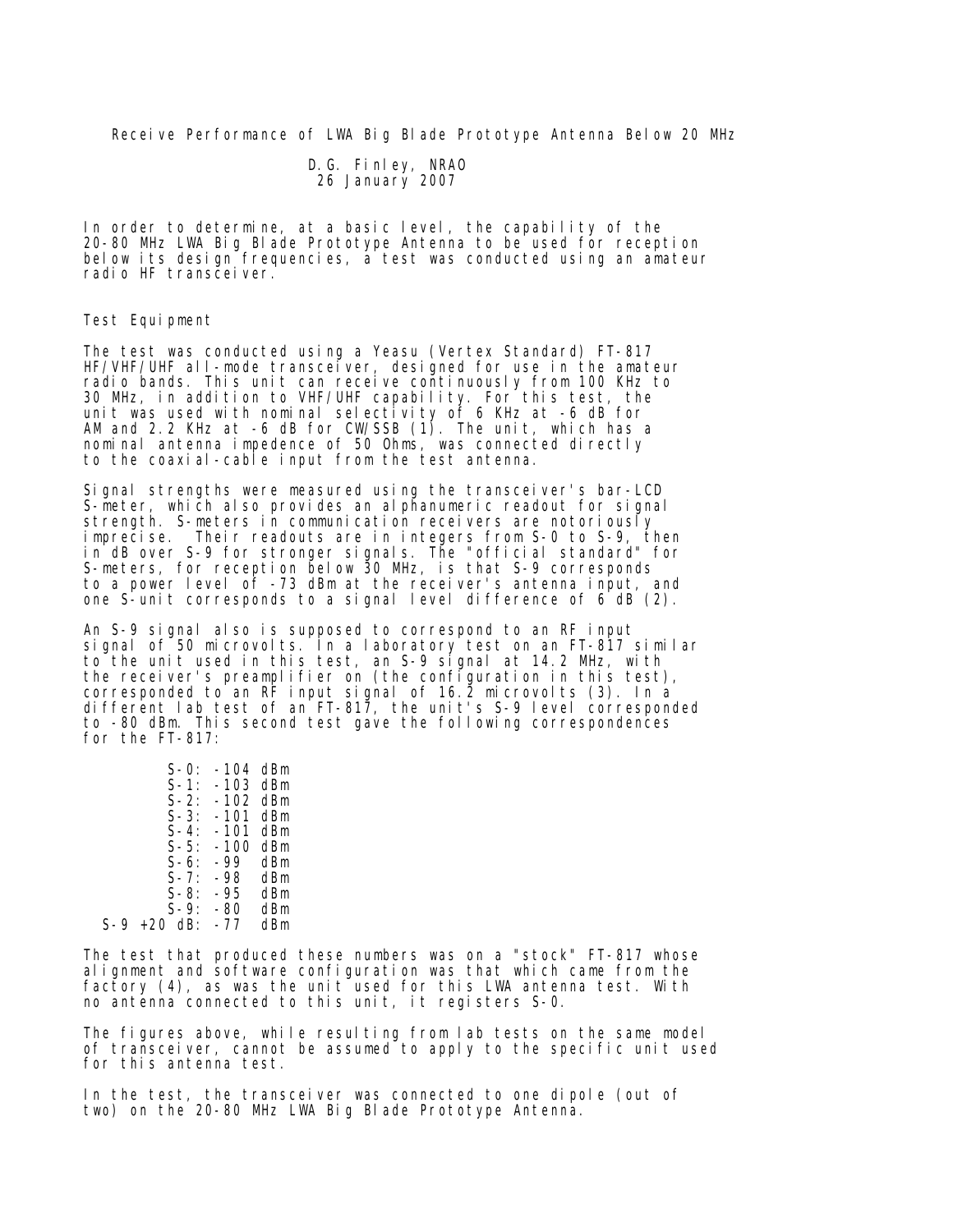# Receive Performance of LWA Big Blade Prototype Antenna Below 20 MHz

D.G. Finley, NRAO
26 January 2007

In order to determine, at a basic level, the capability of the 20-80 MHz LWA Big Blade Prototype Antenna to be used for reception below its design frequencies, a test was conducted using an amateur radio HF transceiver.

## Test Equipment

The test was conducted using a Yeasu (Vertex Standard) FT-817 HF/VHF/UHF all-mode transceiver, designed for use in the amateur radio bands. This unit can receive continuously from 100 KHz to 30 MHz, in addition to VHF/UHF capability. For this test, the unit was used with nominal selectivity of 6 KHz at -6 dB for AM and 2.2 KHz at -6 dB for CW/SSB (1). The unit, which has a nominal antenna impedence of 50 Ohms, was connected directly to the coaxial-cable input from the test antenna.

Signal strengths were measured using the transceiver's bar-LCD S-meter, which also provides an alphanumeric readout for signal strength. S-meters in communication receivers are notoriously imprecise. Their readouts are in integers from S-0 to S-9, then in dB over S-9 for stronger signals. The "official standard" for S-meters, for reception below 30 MHz, is that S-9 corresponds to a power level of -73 dBm at the receiver's antenna input, and one S-unit corresponds to a signal level difference of 6 dB (2).

An S-9 signal also is supposed to correspond to an RF input signal of 50 microvolts. In a laboratory test on an FT-817 similar to the unit used in this test, an S-9 signal at 14.2 MHz, with the receiver's preamplifier on (the configuration in this test), corresponded to an RF input signal of 16.2 microvolts (3). In a different lab test of an FT-817, the unit's S-9 level corresponded to -80 dBm. This second test gave the following correspondences for the FT-817:

```
        S-0: -104 dBm
        S-1: -103 dBm
        S-2: -102 dBm
        S-3: -101 dBm
        S-4: -101 dBm
        S-5: -100 dBm
        S-6: -99  dBm
        S-7: -98  dBm
        S-8: -95  dBm
        S-9: -80  dBm
  S-9 +20 dB: -77  dBm
```

The test that produced these numbers was on a "stock" FT-817 whose alignment and software configuration was that which came from the factory (4), as was the unit used for this LWA antenna test. With no antenna connected to this unit, it registers S-0.

The figures above, while resulting from lab tests on the same model of transceiver, cannot be assumed to apply to the specific unit used for this antenna test.

In the test, the transceiver was connected to one dipole (out of two) on the 20-80 MHz LWA Big Blade Prototype Antenna.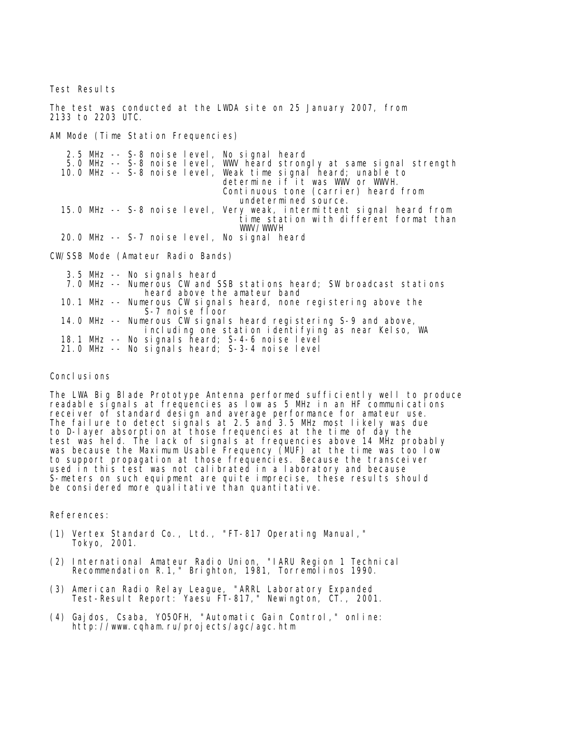## Test Results

The test was conducted at the LWDA site on 25 January 2007, from 2133 to 2203 UTC.

### AM Mode (Time Station Frequencies)

- 2.5 MHz -- S-8 noise level, No signal heard
- 5.0 MHz -- S-8 noise level, WWV heard strongly at same signal strength
- 10.0 MHz -- S-8 noise level, Weak time signal heard; unable to determine if it was WWV or WWVH. Continuous tone (carrier) heard from undetermined source.
- 15.0 MHz -- S-8 noise level, Very weak, intermittent signal heard from time station with different format than WWV/WWVH
- 20.0 MHz -- S-7 noise level, No signal heard

### CW/SSB Mode (Amateur Radio Bands)

- 3.5 MHz -- No signals heard
- 7.0 MHz -- Numerous CW and SSB stations heard; SW broadcast stations heard above the amateur band
- 10.1 MHz -- Numerous CW signals heard, none registering above the S-7 noise floor
- 14.0 MHz -- Numerous CW signals heard registering S-9 and above, including one station identifying as near Kelso, WA
- 18.1 MHz -- No signals heard; S-4-6 noise level
- 21.0 MHz -- No signals heard; S-3-4 noise level

## Conclusions

The LWA Big Blade Prototype Antenna performed sufficiently well to produce readable signals at frequencies as low as 5 MHz in an HF communications receiver of standard design and average performance for amateur use. The failure to detect signals at 2.5 and 3.5 MHz most likely was due to D-layer absorption at those frequencies at the time of day the test was held. The lack of signals at frequencies above 14 MHz probably was because the Maximum Usable Frequency (MUF) at the time was too low to support propagation at those frequencies. Because the transceiver used in this test was not calibrated in a laboratory and because S-meters on such equipment are quite imprecise, these results should be considered more qualitative than quantitative.

## References:

(1) Vertex Standard Co., Ltd., "FT-817 Operating Manual," Tokyo, 2001.

(2) International Amateur Radio Union, "IARU Region 1 Technical Recommendation R.1," Brighton, 1981, Torremolinos 1990.

(3) American Radio Relay League, "ARRL Laboratory Expanded Test-Result Report: Yaesu FT-817," Newington, CT., 2001.

(4) Gajdos, Csaba, YO5OFH, "Automatic Gain Control," online: http://www.cqham.ru/projects/agc/agc.htm